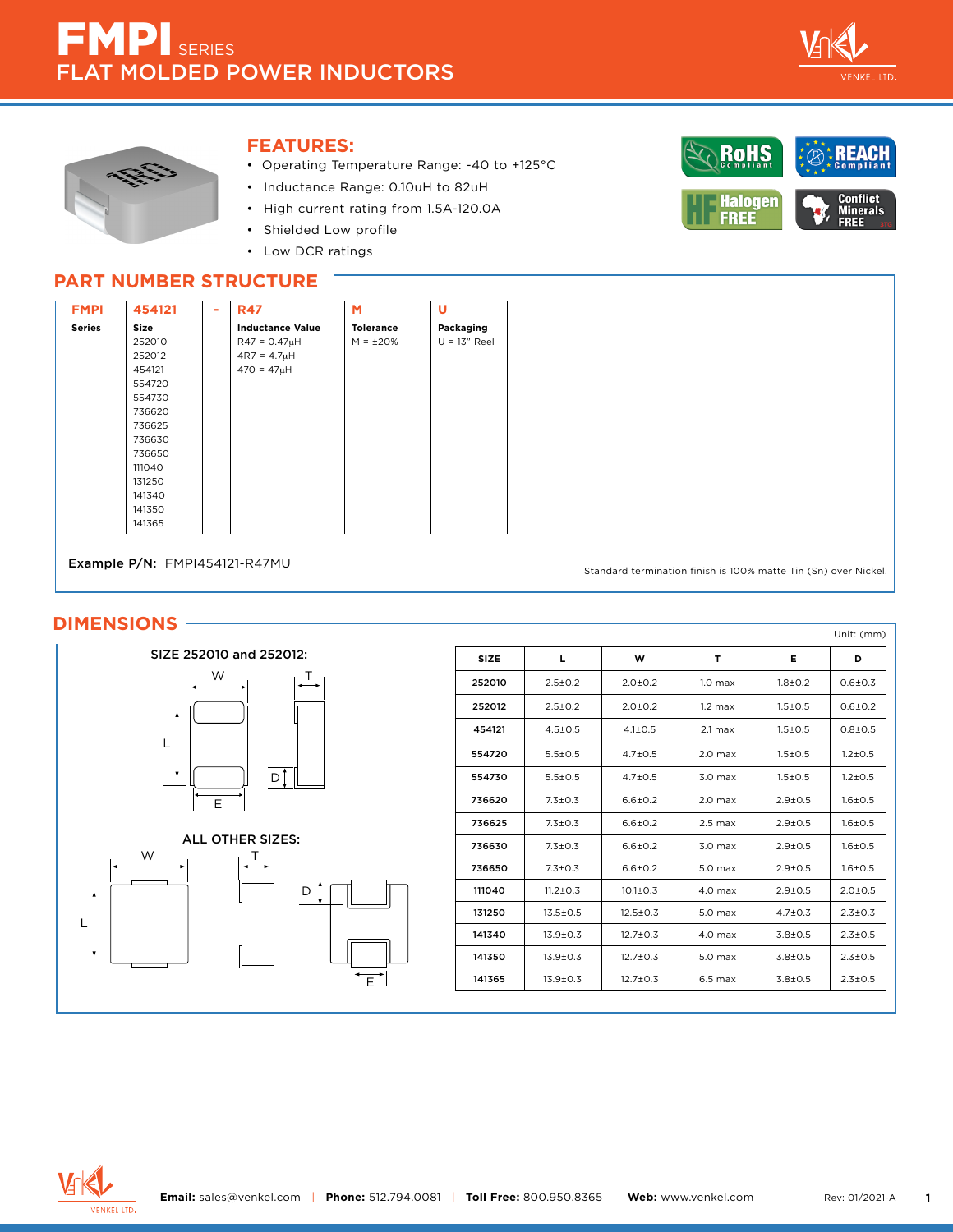# FMPI SERIES
## FLAT MOLDED POWER INDUCTORS

VENKEL LTD.

## FEATURES:

- Operating Temperature Range: -40 to +125°C
- Inductance Range: 0.10uH to 82uH
- High current rating from 1.5A-120.0A
- Shielded Low profile
- Low DCR ratings

RoHS Compliant | REACH Compliant | Halogen FREE | Conflict Minerals FREE

## PART NUMBER STRUCTURE

| FMPI | 454121 | - | R47 | M | U |
|---|---|---|---|---|---|
| **Series** | **Size**<br>252010<br>252012<br>454121<br>554720<br>554730<br>736620<br>736625<br>736630<br>736650<br>111040<br>131250<br>141340<br>141350<br>141365 | | **Inductance Value**<br>R47 = 0.47μH<br>4R7 = 4.7μH<br>470 = 47μH | **Tolerance**<br>M = ±20% | **Packaging**<br>U = 13" Reel |

**Example P/N:** FMPI454121-R47MU

Standard termination finish is 100% matte Tin (Sn) over Nickel.

## DIMENSIONS

SIZE 252010 and 252012:

ALL OTHER SIZES:

Unit: (mm)

| SIZE | L | W | T | E | D |
|---|---|---|---|---|---|
| 252010 | 2.5±0.2 | 2.0±0.2 | 1.0 max | 1.8±0.2 | 0.6±0.3 |
| 252012 | 2.5±0.2 | 2.0±0.2 | 1.2 max | 1.5±0.5 | 0.6±0.2 |
| 454121 | 4.5±0.5 | 4.1±0.5 | 2.1 max | 1.5±0.5 | 0.8±0.5 |
| 554720 | 5.5±0.5 | 4.7±0.5 | 2.0 max | 1.5±0.5 | 1.2±0.5 |
| 554730 | 5.5±0.5 | 4.7±0.5 | 3.0 max | 1.5±0.5 | 1.2±0.5 |
| 736620 | 7.3±0.3 | 6.6±0.2 | 2.0 max | 2.9±0.5 | 1.6±0.5 |
| 736625 | 7.3±0.3 | 6.6±0.2 | 2.5 max | 2.9±0.5 | 1.6±0.5 |
| 736630 | 7.3±0.3 | 6.6±0.2 | 3.0 max | 2.9±0.5 | 1.6±0.5 |
| 736650 | 7.3±0.3 | 6.6±0.2 | 5.0 max | 2.9±0.5 | 1.6±0.5 |
| 111040 | 11.2±0.3 | 10.1±0.3 | 4.0 max | 2.9±0.5 | 2.0±0.5 |
| 131250 | 13.5±0.5 | 12.5±0.3 | 5.0 max | 4.7±0.3 | 2.3±0.3 |
| 141340 | 13.9±0.3 | 12.7±0.3 | 4.0 max | 3.8±0.5 | 2.3±0.5 |
| 141350 | 13.9±0.3 | 12.7±0.3 | 5.0 max | 3.8±0.5 | 2.3±0.5 |
| 141365 | 13.9±0.3 | 12.7±0.3 | 6.5 max | 3.8±0.5 | 2.3±0.5 |

**Email:** sales@venkel.com | **Phone:** 512.794.0081 | **Toll Free:** 800.950.8365 | **Web:** www.venkel.com

Rev: 01/2021-A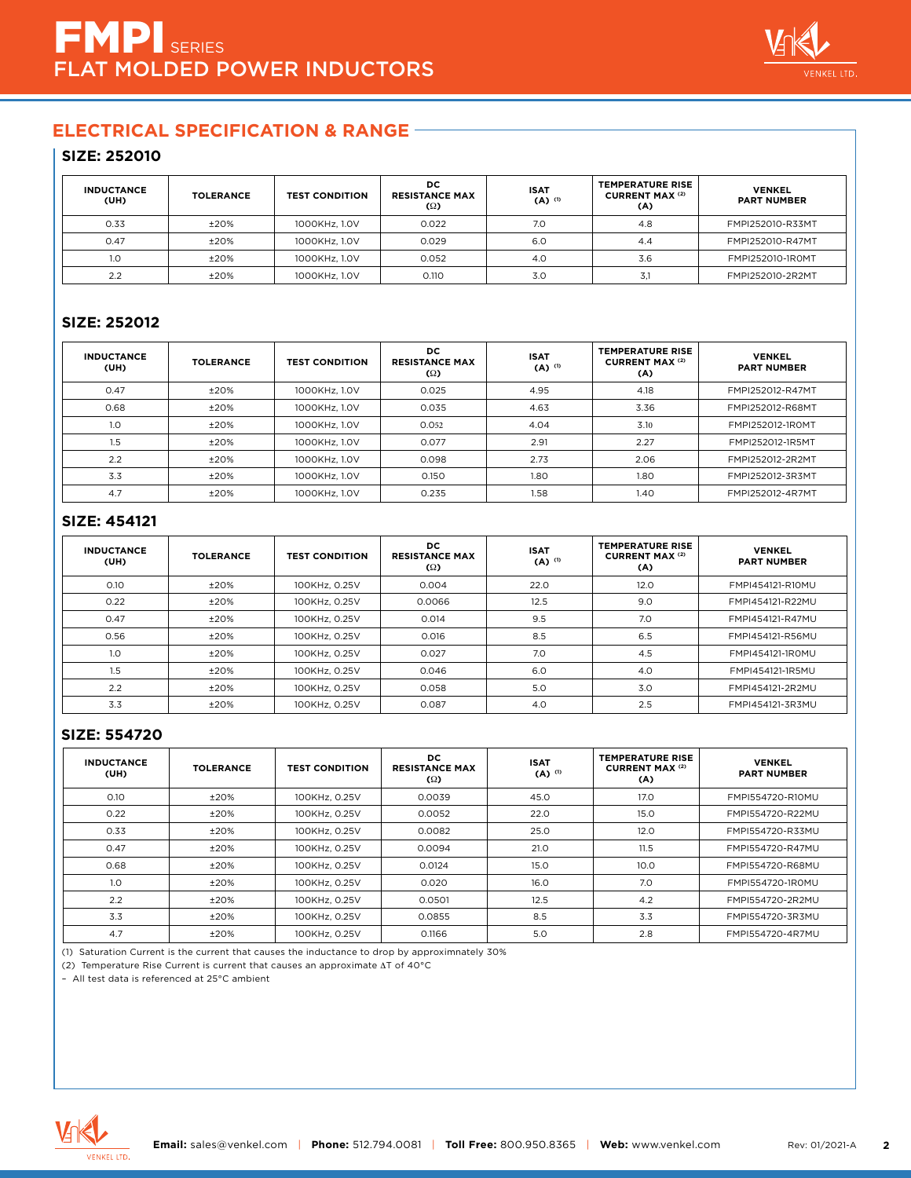# FMPI SERIES
## FLAT MOLDED POWER INDUCTORS

## ELECTRICAL SPECIFICATION & RANGE

### SIZE: 252010

| INDUCTANCE (UH) | TOLERANCE | TEST CONDITION | DC RESISTANCE MAX (Ω) | ISAT (A) (1) | TEMPERATURE RISE CURRENT MAX (2) (A) | VENKEL PART NUMBER |
|---|---|---|---|---|---|---|
| 0.33 | ±20% | 1000KHz, 1.0V | 0.022 | 7.0 | 4.8 | FMPI252010-R33MT |
| 0.47 | ±20% | 1000KHz, 1.0V | 0.029 | 6.0 | 4.4 | FMPI252010-R47MT |
| 1.0 | ±20% | 1000KHz, 1.0V | 0.052 | 4.0 | 3.6 | FMPI252010-1R0MT |
| 2.2 | ±20% | 1000KHz, 1.0V | 0.110 | 3.0 | 3,1 | FMPI252010-2R2MT |

### SIZE: 252012

| INDUCTANCE (UH) | TOLERANCE | TEST CONDITION | DC RESISTANCE MAX (Ω) | ISAT (A) (1) | TEMPERATURE RISE CURRENT MAX (2) (A) | VENKEL PART NUMBER |
|---|---|---|---|---|---|---|
| 0.47 | ±20% | 1000KHz, 1.0V | 0.025 | 4.95 | 4.18 | FMPI252012-R47MT |
| 0.68 | ±20% | 1000KHz, 1.0V | 0.035 | 4.63 | 3.36 | FMPI252012-R68MT |
| 1.0 | ±20% | 1000KHz, 1.0V | 0.052 | 4.04 | 3.10 | FMPI252012-1R0MT |
| 1.5 | ±20% | 1000KHz, 1.0V | 0.077 | 2.91 | 2.27 | FMPI252012-1R5MT |
| 2.2 | ±20% | 1000KHz, 1.0V | 0.098 | 2.73 | 2.06 | FMPI252012-2R2MT |
| 3.3 | ±20% | 1000KHz, 1.0V | 0.150 | 1.80 | 1.80 | FMPI252012-3R3MT |
| 4.7 | ±20% | 1000KHz, 1.0V | 0.235 | 1.58 | 1.40 | FMPI252012-4R7MT |

### SIZE: 454121

| INDUCTANCE (UH) | TOLERANCE | TEST CONDITION | DC RESISTANCE MAX (Ω) | ISAT (A) (1) | TEMPERATURE RISE CURRENT MAX (2) (A) | VENKEL PART NUMBER |
|---|---|---|---|---|---|---|
| 0.10 | ±20% | 100KHz, 0.25V | 0.004 | 22.0 | 12.0 | FMPI454121-R10MU |
| 0.22 | ±20% | 100KHz, 0.25V | 0.0066 | 12.5 | 9.0 | FMPI454121-R22MU |
| 0.47 | ±20% | 100KHz, 0.25V | 0.014 | 9.5 | 7.0 | FMPI454121-R47MU |
| 0.56 | ±20% | 100KHz, 0.25V | 0.016 | 8.5 | 6.5 | FMPI454121-R56MU |
| 1.0 | ±20% | 100KHz, 0.25V | 0.027 | 7.0 | 4.5 | FMPI454121-1R0MU |
| 1.5 | ±20% | 100KHz, 0.25V | 0.046 | 6.0 | 4.0 | FMPI454121-1R5MU |
| 2.2 | ±20% | 100KHz, 0.25V | 0.058 | 5.0 | 3.0 | FMPI454121-2R2MU |
| 3.3 | ±20% | 100KHz, 0.25V | 0.087 | 4.0 | 2.5 | FMPI454121-3R3MU |

### SIZE: 554720

| INDUCTANCE (UH) | TOLERANCE | TEST CONDITION | DC RESISTANCE MAX (Ω) | ISAT (A) (1) | TEMPERATURE RISE CURRENT MAX (2) (A) | VENKEL PART NUMBER |
|---|---|---|---|---|---|---|
| 0.10 | ±20% | 100KHz, 0.25V | 0.0039 | 45.0 | 17.0 | FMPI554720-R10MU |
| 0.22 | ±20% | 100KHz, 0.25V | 0.0052 | 22.0 | 15.0 | FMPI554720-R22MU |
| 0.33 | ±20% | 100KHz, 0.25V | 0.0082 | 25.0 | 12.0 | FMPI554720-R33MU |
| 0.47 | ±20% | 100KHz, 0.25V | 0.0094 | 21.0 | 11.5 | FMPI554720-R47MU |
| 0.68 | ±20% | 100KHz, 0.25V | 0.0124 | 15.0 | 10.0 | FMPI554720-R68MU |
| 1.0 | ±20% | 100KHz, 0.25V | 0.020 | 16.0 | 7.0 | FMPI554720-1R0MU |
| 2.2 | ±20% | 100KHz, 0.25V | 0.0501 | 12.5 | 4.2 | FMPI554720-2R2MU |
| 3.3 | ±20% | 100KHz, 0.25V | 0.0855 | 8.5 | 3.3 | FMPI554720-3R3MU |
| 4.7 | ±20% | 100KHz, 0.25V | 0.1166 | 5.0 | 2.8 | FMPI554720-4R7MU |

(1) Saturation Current is the current that causes the inductance to drop by approximnately 30%

(2) Temperature Rise Current is current that causes an approximate ΔT of 40°C

– All test data is referenced at 25°C ambient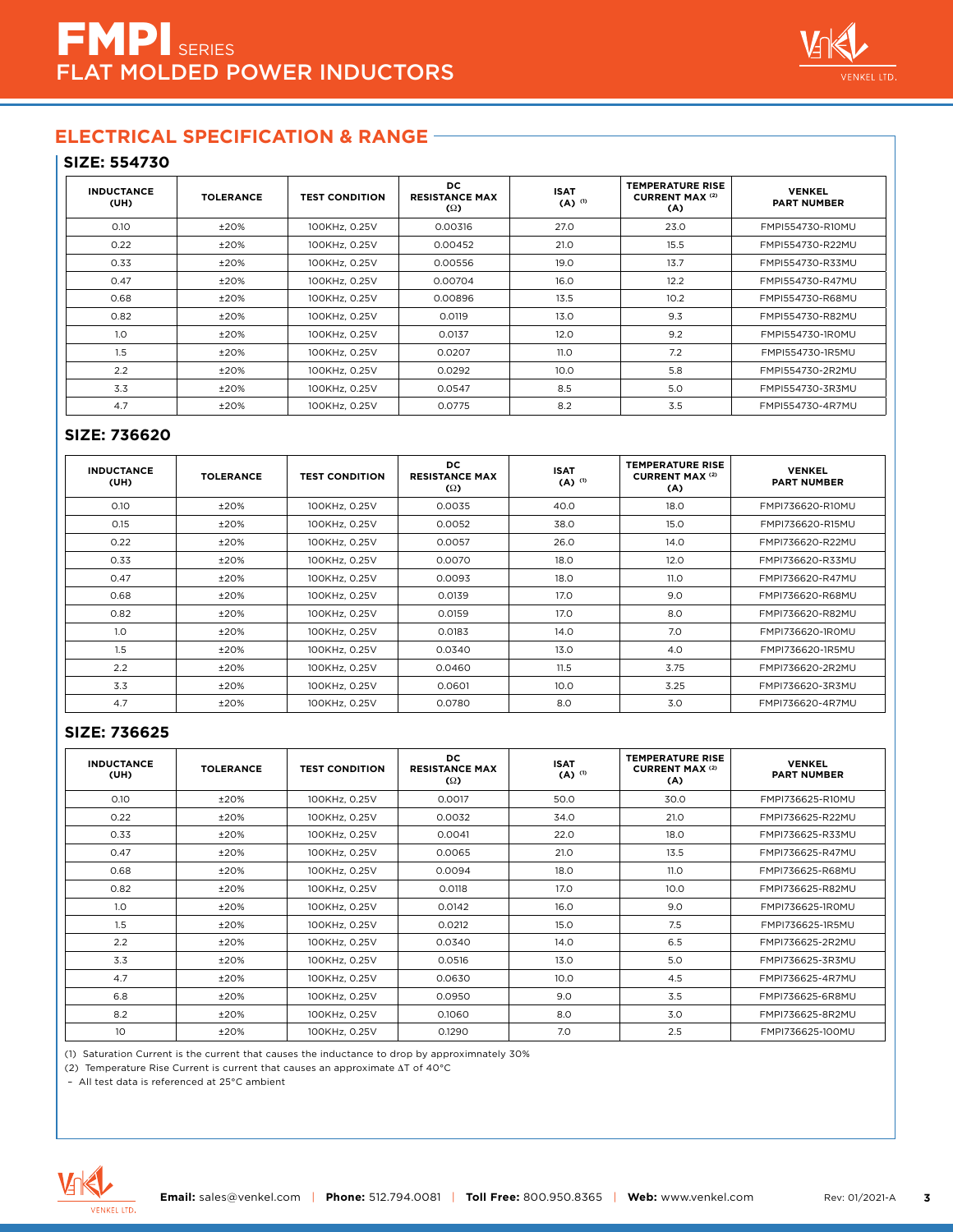# FMPI SERIES
## FLAT MOLDED POWER INDUCTORS

## ELECTRICAL SPECIFICATION & RANGE

### SIZE: 554730

| INDUCTANCE (UH) | TOLERANCE | TEST CONDITION | DC RESISTANCE MAX (Ω) | ISAT (A) (1) | TEMPERATURE RISE CURRENT MAX (2) (A) | VENKEL PART NUMBER |
|---|---|---|---|---|---|---|
| 0.10 | ±20% | 100KHz, 0.25V | 0.00316 | 27.0 | 23.0 | FMPI554730-R10MU |
| 0.22 | ±20% | 100KHz, 0.25V | 0.00452 | 21.0 | 15.5 | FMPI554730-R22MU |
| 0.33 | ±20% | 100KHz, 0.25V | 0.00556 | 19.0 | 13.7 | FMPI554730-R33MU |
| 0.47 | ±20% | 100KHz, 0.25V | 0.00704 | 16.0 | 12.2 | FMPI554730-R47MU |
| 0.68 | ±20% | 100KHz, 0.25V | 0.00896 | 13.5 | 10.2 | FMPI554730-R68MU |
| 0.82 | ±20% | 100KHz, 0.25V | 0.0119 | 13.0 | 9.3 | FMPI554730-R82MU |
| 1.0 | ±20% | 100KHz, 0.25V | 0.0137 | 12.0 | 9.2 | FMPI554730-1R0MU |
| 1.5 | ±20% | 100KHz, 0.25V | 0.0207 | 11.0 | 7.2 | FMPI554730-1R5MU |
| 2.2 | ±20% | 100KHz, 0.25V | 0.0292 | 10.0 | 5.8 | FMPI554730-2R2MU |
| 3.3 | ±20% | 100KHz, 0.25V | 0.0547 | 8.5 | 5.0 | FMPI554730-3R3MU |
| 4.7 | ±20% | 100KHz, 0.25V | 0.0775 | 8.2 | 3.5 | FMPI554730-4R7MU |

### SIZE: 736620

| INDUCTANCE (UH) | TOLERANCE | TEST CONDITION | DC RESISTANCE MAX (Ω) | ISAT (A) (1) | TEMPERATURE RISE CURRENT MAX (2) (A) | VENKEL PART NUMBER |
|---|---|---|---|---|---|---|
| 0.10 | ±20% | 100KHz, 0.25V | 0.0035 | 40.0 | 18.0 | FMPI736620-R10MU |
| 0.15 | ±20% | 100KHz, 0.25V | 0.0052 | 38.0 | 15.0 | FMPI736620-R15MU |
| 0.22 | ±20% | 100KHz, 0.25V | 0.0057 | 26.0 | 14.0 | FMPI736620-R22MU |
| 0.33 | ±20% | 100KHz, 0.25V | 0.0070 | 18.0 | 12.0 | FMPI736620-R33MU |
| 0.47 | ±20% | 100KHz, 0.25V | 0.0093 | 18.0 | 11.0 | FMPI736620-R47MU |
| 0.68 | ±20% | 100KHz, 0.25V | 0.0139 | 17.0 | 9.0 | FMPI736620-R68MU |
| 0.82 | ±20% | 100KHz, 0.25V | 0.0159 | 17.0 | 8.0 | FMPI736620-R82MU |
| 1.0 | ±20% | 100KHz, 0.25V | 0.0183 | 14.0 | 7.0 | FMPI736620-1R0MU |
| 1.5 | ±20% | 100KHz, 0.25V | 0.0340 | 13.0 | 4.0 | FMPI736620-1R5MU |
| 2.2 | ±20% | 100KHz, 0.25V | 0.0460 | 11.5 | 3.75 | FMPI736620-2R2MU |
| 3.3 | ±20% | 100KHz, 0.25V | 0.0601 | 10.0 | 3.25 | FMPI736620-3R3MU |
| 4.7 | ±20% | 100KHz, 0.25V | 0.0780 | 8.0 | 3.0 | FMPI736620-4R7MU |

### SIZE: 736625

| INDUCTANCE (UH) | TOLERANCE | TEST CONDITION | DC RESISTANCE MAX (Ω) | ISAT (A) (1) | TEMPERATURE RISE CURRENT MAX (2) (A) | VENKEL PART NUMBER |
|---|---|---|---|---|---|---|
| 0.10 | ±20% | 100KHz, 0.25V | 0.0017 | 50.0 | 30.0 | FMPI736625-R10MU |
| 0.22 | ±20% | 100KHz, 0.25V | 0.0032 | 34.0 | 21.0 | FMPI736625-R22MU |
| 0.33 | ±20% | 100KHz, 0.25V | 0.0041 | 22.0 | 18.0 | FMPI736625-R33MU |
| 0.47 | ±20% | 100KHz, 0.25V | 0.0065 | 21.0 | 13.5 | FMPI736625-R47MU |
| 0.68 | ±20% | 100KHz, 0.25V | 0.0094 | 18.0 | 11.0 | FMPI736625-R68MU |
| 0.82 | ±20% | 100KHz, 0.25V | 0.0118 | 17.0 | 10.0 | FMPI736625-R82MU |
| 1.0 | ±20% | 100KHz, 0.25V | 0.0142 | 16.0 | 9.0 | FMPI736625-1R0MU |
| 1.5 | ±20% | 100KHz, 0.25V | 0.0212 | 15.0 | 7.5 | FMPI736625-1R5MU |
| 2.2 | ±20% | 100KHz, 0.25V | 0.0340 | 14.0 | 6.5 | FMPI736625-2R2MU |
| 3.3 | ±20% | 100KHz, 0.25V | 0.0516 | 13.0 | 5.0 | FMPI736625-3R3MU |
| 4.7 | ±20% | 100KHz, 0.25V | 0.0630 | 10.0 | 4.5 | FMPI736625-4R7MU |
| 6.8 | ±20% | 100KHz, 0.25V | 0.0950 | 9.0 | 3.5 | FMPI736625-6R8MU |
| 8.2 | ±20% | 100KHz, 0.25V | 0.1060 | 8.0 | 3.0 | FMPI736625-8R2MU |
| 10 | ±20% | 100KHz, 0.25V | 0.1290 | 7.0 | 2.5 | FMPI736625-100MU |

(1) Saturation Current is the current that causes the inductance to drop by approximnately 30%

(2) Temperature Rise Current is current that causes an approximate ΔT of 40°C

- All test data is referenced at 25°C ambient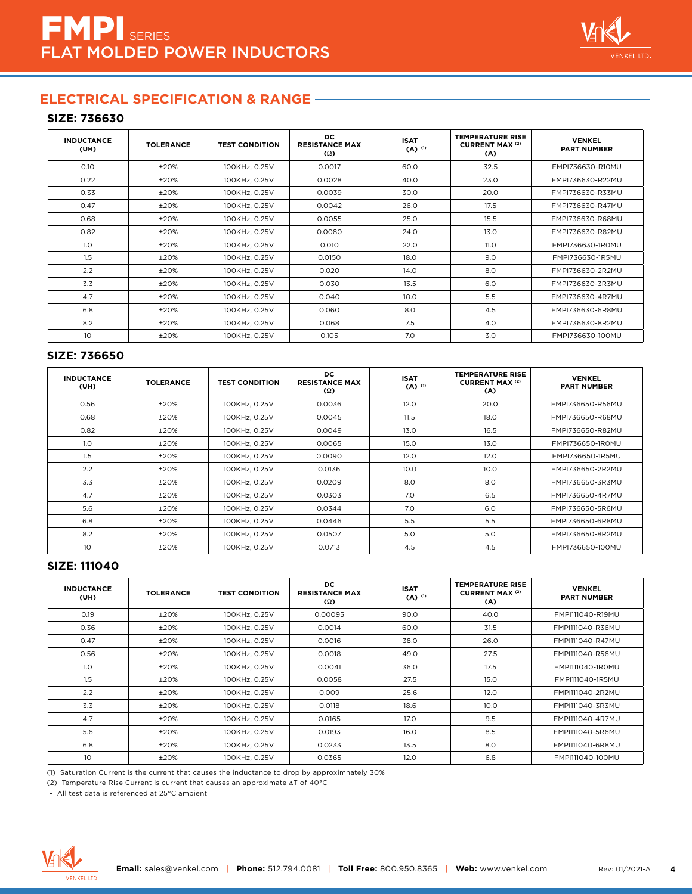# FMPI SERIES
## FLAT MOLDED POWER INDUCTORS

## ELECTRICAL SPECIFICATION & RANGE

### SIZE: 736630

| INDUCTANCE (UH) | TOLERANCE | TEST CONDITION | DC RESISTANCE MAX (Ω) | ISAT (A) (1) | TEMPERATURE RISE CURRENT MAX (2) (A) | VENKEL PART NUMBER |
|---|---|---|---|---|---|---|
| 0.10 | ±20% | 100KHz, 0.25V | 0.0017 | 60.0 | 32.5 | FMPI736630-R10MU |
| 0.22 | ±20% | 100KHz, 0.25V | 0.0028 | 40.0 | 23.0 | FMPI736630-R22MU |
| 0.33 | ±20% | 100KHz, 0.25V | 0.0039 | 30.0 | 20.0 | FMPI736630-R33MU |
| 0.47 | ±20% | 100KHz, 0.25V | 0.0042 | 26.0 | 17.5 | FMPI736630-R47MU |
| 0.68 | ±20% | 100KHz, 0.25V | 0.0055 | 25.0 | 15.5 | FMPI736630-R68MU |
| 0.82 | ±20% | 100KHz, 0.25V | 0.0080 | 24.0 | 13.0 | FMPI736630-R82MU |
| 1.0 | ±20% | 100KHz, 0.25V | 0.010 | 22.0 | 11.0 | FMPI736630-1R0MU |
| 1.5 | ±20% | 100KHz, 0.25V | 0.0150 | 18.0 | 9.0 | FMPI736630-1R5MU |
| 2.2 | ±20% | 100KHz, 0.25V | 0.020 | 14.0 | 8.0 | FMPI736630-2R2MU |
| 3.3 | ±20% | 100KHz, 0.25V | 0.030 | 13.5 | 6.0 | FMPI736630-3R3MU |
| 4.7 | ±20% | 100KHz, 0.25V | 0.040 | 10.0 | 5.5 | FMPI736630-4R7MU |
| 6.8 | ±20% | 100KHz, 0.25V | 0.060 | 8.0 | 4.5 | FMPI736630-6R8MU |
| 8.2 | ±20% | 100KHz, 0.25V | 0.068 | 7.5 | 4.0 | FMPI736630-8R2MU |
| 10 | ±20% | 100KHz, 0.25V | 0.105 | 7.0 | 3.0 | FMPI736630-100MU |

### SIZE: 736650

| INDUCTANCE (UH) | TOLERANCE | TEST CONDITION | DC RESISTANCE MAX (Ω) | ISAT (A) (1) | TEMPERATURE RISE CURRENT MAX (2) (A) | VENKEL PART NUMBER |
|---|---|---|---|---|---|---|
| 0.56 | ±20% | 100KHz, 0.25V | 0.0036 | 12.0 | 20.0 | FMPI736650-R56MU |
| 0.68 | ±20% | 100KHz, 0.25V | 0.0045 | 11.5 | 18.0 | FMPI736650-R68MU |
| 0.82 | ±20% | 100KHz, 0.25V | 0.0049 | 13.0 | 16.5 | FMPI736650-R82MU |
| 1.0 | ±20% | 100KHz, 0.25V | 0.0065 | 15.0 | 13.0 | FMPI736650-1R0MU |
| 1.5 | ±20% | 100KHz, 0.25V | 0.0090 | 12.0 | 12.0 | FMPI736650-1R5MU |
| 2.2 | ±20% | 100KHz, 0.25V | 0.0136 | 10.0 | 10.0 | FMPI736650-2R2MU |
| 3.3 | ±20% | 100KHz, 0.25V | 0.0209 | 8.0 | 8.0 | FMPI736650-3R3MU |
| 4.7 | ±20% | 100KHz, 0.25V | 0.0303 | 7.0 | 6.5 | FMPI736650-4R7MU |
| 5.6 | ±20% | 100KHz, 0.25V | 0.0344 | 7.0 | 6.0 | FMPI736650-5R6MU |
| 6.8 | ±20% | 100KHz, 0.25V | 0.0446 | 5.5 | 5.5 | FMPI736650-6R8MU |
| 8.2 | ±20% | 100KHz, 0.25V | 0.0507 | 5.0 | 5.0 | FMPI736650-8R2MU |
| 10 | ±20% | 100KHz, 0.25V | 0.0713 | 4.5 | 4.5 | FMPI736650-100MU |

### SIZE: 111040

| INDUCTANCE (UH) | TOLERANCE | TEST CONDITION | DC RESISTANCE MAX (Ω) | ISAT (A) (1) | TEMPERATURE RISE CURRENT MAX (2) (A) | VENKEL PART NUMBER |
|---|---|---|---|---|---|---|
| 0.19 | ±20% | 100KHz, 0.25V | 0.00095 | 90.0 | 40.0 | FMPI111040-R19MU |
| 0.36 | ±20% | 100KHz, 0.25V | 0.0014 | 60.0 | 31.5 | FMPI111040-R36MU |
| 0.47 | ±20% | 100KHz, 0.25V | 0.0016 | 38.0 | 26.0 | FMPI111040-R47MU |
| 0.56 | ±20% | 100KHz, 0.25V | 0.0018 | 49.0 | 27.5 | FMPI111040-R56MU |
| 1.0 | ±20% | 100KHz, 0.25V | 0.0041 | 36.0 | 17.5 | FMPI111040-1R0MU |
| 1.5 | ±20% | 100KHz, 0.25V | 0.0058 | 27.5 | 15.0 | FMPI111040-1R5MU |
| 2.2 | ±20% | 100KHz, 0.25V | 0.009 | 25.6 | 12.0 | FMPI111040-2R2MU |
| 3.3 | ±20% | 100KHz, 0.25V | 0.0118 | 18.6 | 10.0 | FMPI111040-3R3MU |
| 4.7 | ±20% | 100KHz, 0.25V | 0.0165 | 17.0 | 9.5 | FMPI111040-4R7MU |
| 5.6 | ±20% | 100KHz, 0.25V | 0.0193 | 16.0 | 8.5 | FMPI111040-5R6MU |
| 6.8 | ±20% | 100KHz, 0.25V | 0.0233 | 13.5 | 8.0 | FMPI111040-6R8MU |
| 10 | ±20% | 100KHz, 0.25V | 0.0365 | 12.0 | 6.8 | FMPI111040-100MU |

(1) Saturation Current is the current that causes the inductance to drop by approximnately 30%

(2) Temperature Rise Current is current that causes an approximate ΔT of 40°C

- All test data is referenced at 25°C ambient

**Email:** sales@venkel.com | **Phone:** 512.794.0081 | **Toll Free:** 800.950.8365 | **Web:** www.venkel.com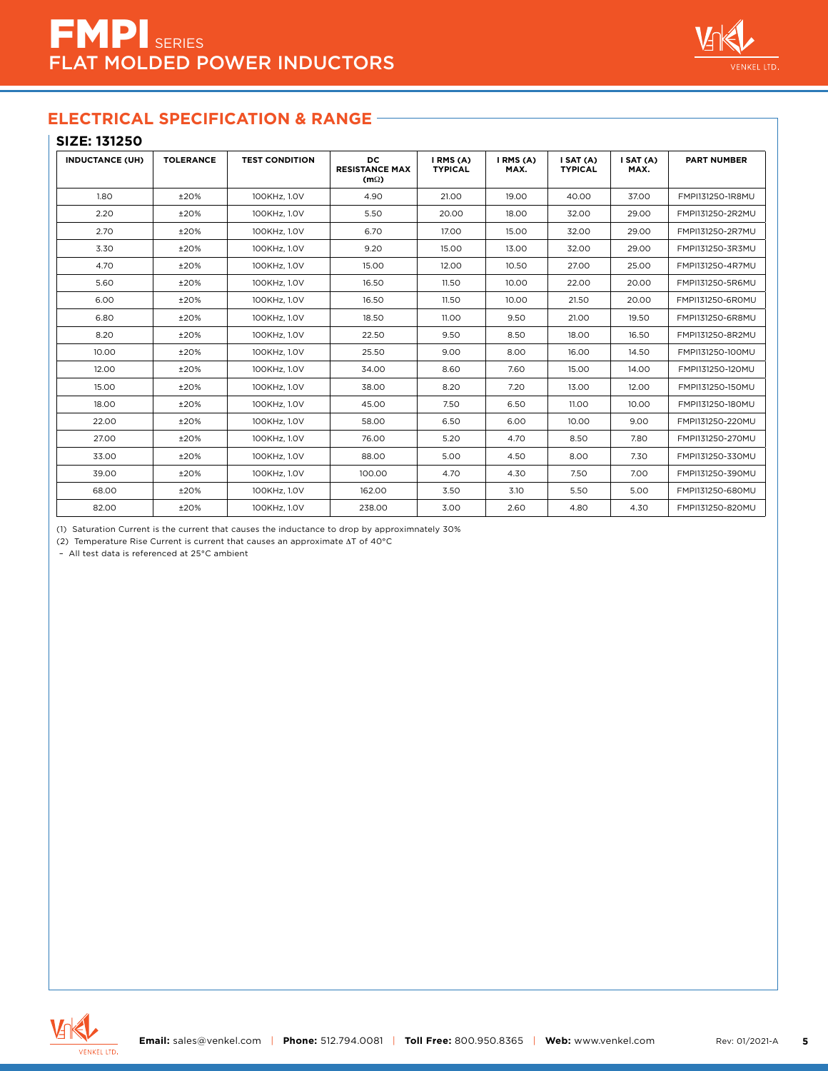# FMPI SERIES
## FLAT MOLDED POWER INDUCTORS

## ELECTRICAL SPECIFICATION & RANGE

### SIZE: 131250

| INDUCTANCE (UH) | TOLERANCE | TEST CONDITION | DC RESISTANCE MAX (mΩ) | I RMS (A) TYPICAL | I RMS (A) MAX. | I SAT (A) TYPICAL | I SAT (A) MAX. | PART NUMBER |
|---|---|---|---|---|---|---|---|---|
| 1.80 | ±20% | 100KHz, 1.0V | 4.90 | 21.00 | 19.00 | 40.00 | 37.00 | FMPI131250-1R8MU |
| 2.20 | ±20% | 100KHz, 1.0V | 5.50 | 20.00 | 18.00 | 32.00 | 29.00 | FMPI131250-2R2MU |
| 2.70 | ±20% | 100KHz, 1.0V | 6.70 | 17.00 | 15.00 | 32.00 | 29.00 | FMPI131250-2R7MU |
| 3.30 | ±20% | 100KHz, 1.0V | 9.20 | 15.00 | 13.00 | 32.00 | 29.00 | FMPI131250-3R3MU |
| 4.70 | ±20% | 100KHz, 1.0V | 15.00 | 12.00 | 10.50 | 27.00 | 25.00 | FMPI131250-4R7MU |
| 5.60 | ±20% | 100KHz, 1.0V | 16.50 | 11.50 | 10.00 | 22.00 | 20.00 | FMPI131250-5R6MU |
| 6.00 | ±20% | 100KHz, 1.0V | 16.50 | 11.50 | 10.00 | 21.50 | 20.00 | FMPI131250-6R0MU |
| 6.80 | ±20% | 100KHz, 1.0V | 18.50 | 11.00 | 9.50 | 21.00 | 19.50 | FMPI131250-6R8MU |
| 8.20 | ±20% | 100KHz, 1.0V | 22.50 | 9.50 | 8.50 | 18.00 | 16.50 | FMPI131250-8R2MU |
| 10.00 | ±20% | 100KHz, 1.0V | 25.50 | 9.00 | 8.00 | 16.00 | 14.50 | FMPI131250-100MU |
| 12.00 | ±20% | 100KHz, 1.0V | 34.00 | 8.60 | 7.60 | 15.00 | 14.00 | FMPI131250-120MU |
| 15.00 | ±20% | 100KHz, 1.0V | 38.00 | 8.20 | 7.20 | 13.00 | 12.00 | FMPI131250-150MU |
| 18.00 | ±20% | 100KHz, 1.0V | 45.00 | 7.50 | 6.50 | 11.00 | 10.00 | FMPI131250-180MU |
| 22.00 | ±20% | 100KHz, 1.0V | 58.00 | 6.50 | 6.00 | 10.00 | 9.00 | FMPI131250-220MU |
| 27.00 | ±20% | 100KHz, 1.0V | 76.00 | 5.20 | 4.70 | 8.50 | 7.80 | FMPI131250-270MU |
| 33.00 | ±20% | 100KHz, 1.0V | 88.00 | 5.00 | 4.50 | 8.00 | 7.30 | FMPI131250-330MU |
| 39.00 | ±20% | 100KHz, 1.0V | 100.00 | 4.70 | 4.30 | 7.50 | 7.00 | FMPI131250-390MU |
| 68.00 | ±20% | 100KHz, 1.0V | 162.00 | 3.50 | 3.10 | 5.50 | 5.00 | FMPI131250-680MU |
| 82.00 | ±20% | 100KHz, 1.0V | 238.00 | 3.00 | 2.60 | 4.80 | 4.30 | FMPI131250-820MU |

(1) Saturation Current is the current that causes the inductance to drop by approximnately 30%

(2) Temperature Rise Current is current that causes an approximate ΔT of 40°C

- All test data is referenced at 25°C ambient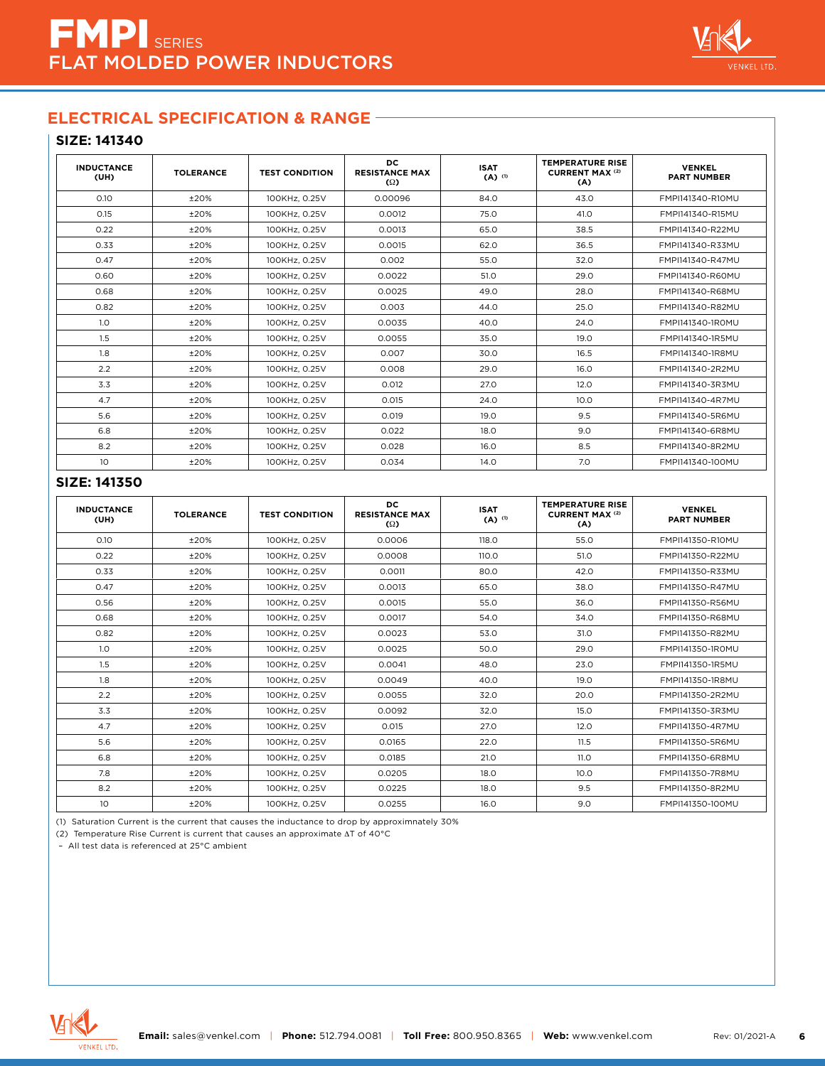# FMPI SERIES
## FLAT MOLDED POWER INDUCTORS

## ELECTRICAL SPECIFICATION & RANGE

### SIZE: 141340

| INDUCTANCE (UH) | TOLERANCE | TEST CONDITION | DC RESISTANCE MAX (Ω) | ISAT (A) (1) | TEMPERATURE RISE CURRENT MAX (2) (A) | VENKEL PART NUMBER |
|---|---|---|---|---|---|---|
| 0.10 | ±20% | 100KHz, 0.25V | 0.00096 | 84.0 | 43.0 | FMPI141340-R10MU |
| 0.15 | ±20% | 100KHz, 0.25V | 0.0012 | 75.0 | 41.0 | FMPI141340-R15MU |
| 0.22 | ±20% | 100KHz, 0.25V | 0.0013 | 65.0 | 38.5 | FMPI141340-R22MU |
| 0.33 | ±20% | 100KHz, 0.25V | 0.0015 | 62.0 | 36.5 | FMPI141340-R33MU |
| 0.47 | ±20% | 100KHz, 0.25V | 0.002 | 55.0 | 32.0 | FMPI141340-R47MU |
| 0.60 | ±20% | 100KHz, 0.25V | 0.0022 | 51.0 | 29.0 | FMPI141340-R60MU |
| 0.68 | ±20% | 100KHz, 0.25V | 0.0025 | 49.0 | 28.0 | FMPI141340-R68MU |
| 0.82 | ±20% | 100KHz, 0.25V | 0.003 | 44.0 | 25.0 | FMPI141340-R82MU |
| 1.0 | ±20% | 100KHz, 0.25V | 0.0035 | 40.0 | 24.0 | FMPI141340-1R0MU |
| 1.5 | ±20% | 100KHz, 0.25V | 0.0055 | 35.0 | 19.0 | FMPI141340-1R5MU |
| 1.8 | ±20% | 100KHz, 0.25V | 0.007 | 30.0 | 16.5 | FMPI141340-1R8MU |
| 2.2 | ±20% | 100KHz, 0.25V | 0.008 | 29.0 | 16.0 | FMPI141340-2R2MU |
| 3.3 | ±20% | 100KHz, 0.25V | 0.012 | 27.0 | 12.0 | FMPI141340-3R3MU |
| 4.7 | ±20% | 100KHz, 0.25V | 0.015 | 24.0 | 10.0 | FMPI141340-4R7MU |
| 5.6 | ±20% | 100KHz, 0.25V | 0.019 | 19.0 | 9.5 | FMPI141340-5R6MU |
| 6.8 | ±20% | 100KHz, 0.25V | 0.022 | 18.0 | 9.0 | FMPI141340-6R8MU |
| 8.2 | ±20% | 100KHz, 0.25V | 0.028 | 16.0 | 8.5 | FMPI141340-8R2MU |
| 10 | ±20% | 100KHz, 0.25V | 0.034 | 14.0 | 7.0 | FMPI141340-100MU |

### SIZE: 141350

| INDUCTANCE (UH) | TOLERANCE | TEST CONDITION | DC RESISTANCE MAX (Ω) | ISAT (A) (1) | TEMPERATURE RISE CURRENT MAX (2) (A) | VENKEL PART NUMBER |
|---|---|---|---|---|---|---|
| 0.10 | ±20% | 100KHz, 0.25V | 0.0006 | 118.0 | 55.0 | FMPI141350-R10MU |
| 0.22 | ±20% | 100KHz, 0.25V | 0.0008 | 110.0 | 51.0 | FMPI141350-R22MU |
| 0.33 | ±20% | 100KHz, 0.25V | 0.0011 | 80.0 | 42.0 | FMPI141350-R33MU |
| 0.47 | ±20% | 100KHz, 0.25V | 0.0013 | 65.0 | 38.0 | FMPI141350-R47MU |
| 0.56 | ±20% | 100KHz, 0.25V | 0.0015 | 55.0 | 36.0 | FMPI141350-R56MU |
| 0.68 | ±20% | 100KHz, 0.25V | 0.0017 | 54.0 | 34.0 | FMPI141350-R68MU |
| 0.82 | ±20% | 100KHz, 0.25V | 0.0023 | 53.0 | 31.0 | FMPI141350-R82MU |
| 1.0 | ±20% | 100KHz, 0.25V | 0.0025 | 50.0 | 29.0 | FMPI141350-1R0MU |
| 1.5 | ±20% | 100KHz, 0.25V | 0.0041 | 48.0 | 23.0 | FMPI141350-1R5MU |
| 1.8 | ±20% | 100KHz, 0.25V | 0.0049 | 40.0 | 19.0 | FMPI141350-1R8MU |
| 2.2 | ±20% | 100KHz, 0.25V | 0.0055 | 32.0 | 20.0 | FMPI141350-2R2MU |
| 3.3 | ±20% | 100KHz, 0.25V | 0.0092 | 32.0 | 15.0 | FMPI141350-3R3MU |
| 4.7 | ±20% | 100KHz, 0.25V | 0.015 | 27.0 | 12.0 | FMPI141350-4R7MU |
| 5.6 | ±20% | 100KHz, 0.25V | 0.0165 | 22.0 | 11.5 | FMPI141350-5R6MU |
| 6.8 | ±20% | 100KHz, 0.25V | 0.0185 | 21.0 | 11.0 | FMPI141350-6R8MU |
| 7.8 | ±20% | 100KHz, 0.25V | 0.0205 | 18.0 | 10.0 | FMPI141350-7R8MU |
| 8.2 | ±20% | 100KHz, 0.25V | 0.0225 | 18.0 | 9.5 | FMPI141350-8R2MU |
| 10 | ±20% | 100KHz, 0.25V | 0.0255 | 16.0 | 9.0 | FMPI141350-100MU |

(1) Saturation Current is the current that causes the inductance to drop by approximnately 30%

(2) Temperature Rise Current is current that causes an approximate ΔT of 40°C

- All test data is referenced at 25°C ambient

**Email:** sales@venkel.com | **Phone:** 512.794.0081 | **Toll Free:** 800.950.8365 | **Web:** www.venkel.com

Rev: 01/2021-A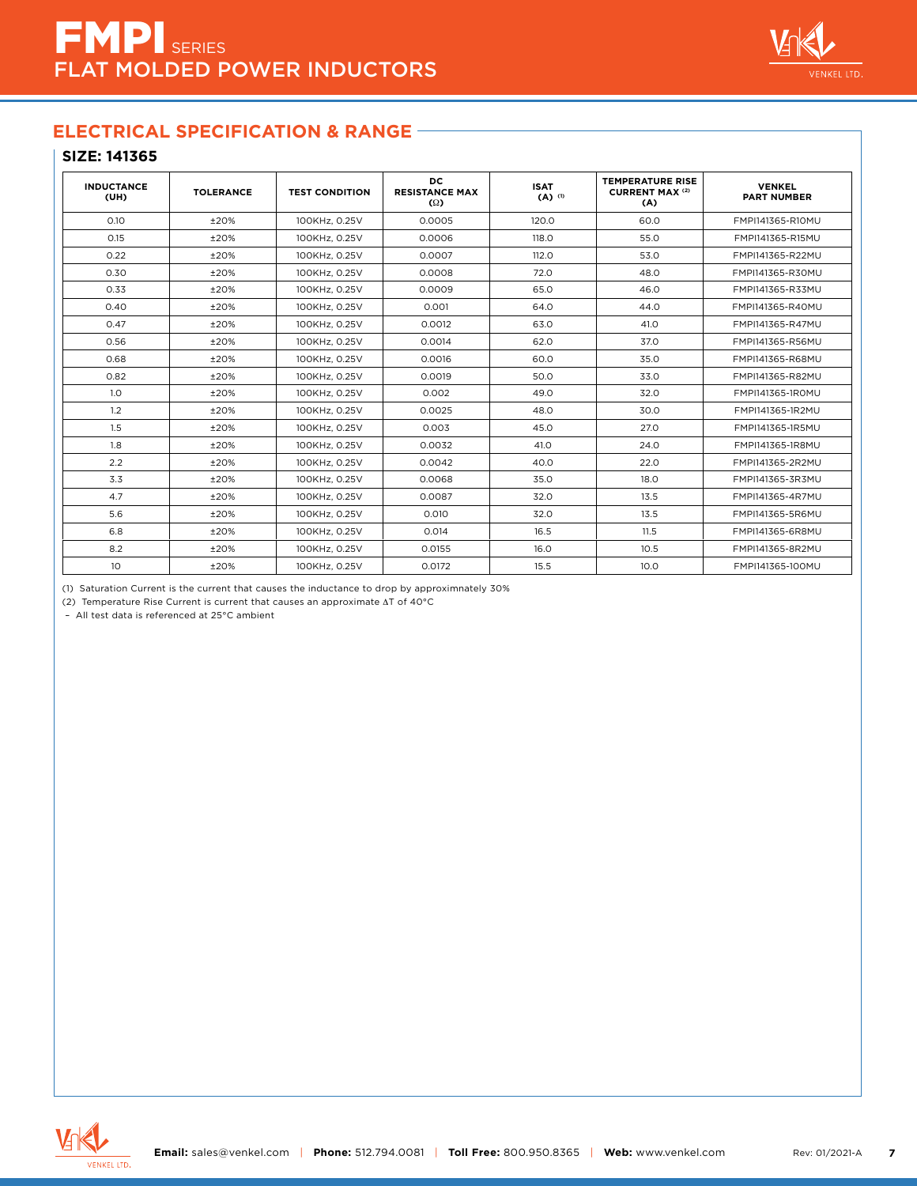## ELECTRICAL SPECIFICATION & RANGE

### SIZE: 141365

| INDUCTANCE (UH) | TOLERANCE | TEST CONDITION | DC RESISTANCE MAX (Ω) | ISAT (A) (1) | TEMPERATURE RISE CURRENT MAX (2) (A) | VENKEL PART NUMBER |
|---|---|---|---|---|---|---|
| 0.10 | ±20% | 100KHz, 0.25V | 0.0005 | 120.0 | 60.0 | FMPI141365-R10MU |
| 0.15 | ±20% | 100KHz, 0.25V | 0.0006 | 118.0 | 55.0 | FMPI141365-R15MU |
| 0.22 | ±20% | 100KHz, 0.25V | 0.0007 | 112.0 | 53.0 | FMPI141365-R22MU |
| 0.30 | ±20% | 100KHz, 0.25V | 0.0008 | 72.0 | 48.0 | FMPI141365-R30MU |
| 0.33 | ±20% | 100KHz, 0.25V | 0.0009 | 65.0 | 46.0 | FMPI141365-R33MU |
| 0.40 | ±20% | 100KHz, 0.25V | 0.001 | 64.0 | 44.0 | FMPI141365-R40MU |
| 0.47 | ±20% | 100KHz, 0.25V | 0.0012 | 63.0 | 41.0 | FMPI141365-R47MU |
| 0.56 | ±20% | 100KHz, 0.25V | 0.0014 | 62.0 | 37.0 | FMPI141365-R56MU |
| 0.68 | ±20% | 100KHz, 0.25V | 0.0016 | 60.0 | 35.0 | FMPI141365-R68MU |
| 0.82 | ±20% | 100KHz, 0.25V | 0.0019 | 50.0 | 33.0 | FMPI141365-R82MU |
| 1.0 | ±20% | 100KHz, 0.25V | 0.002 | 49.0 | 32.0 | FMPI141365-1R0MU |
| 1.2 | ±20% | 100KHz, 0.25V | 0.0025 | 48.0 | 30.0 | FMPI141365-1R2MU |
| 1.5 | ±20% | 100KHz, 0.25V | 0.003 | 45.0 | 27.0 | FMPI141365-1R5MU |
| 1.8 | ±20% | 100KHz, 0.25V | 0.0032 | 41.0 | 24.0 | FMPI141365-1R8MU |
| 2.2 | ±20% | 100KHz, 0.25V | 0.0042 | 40.0 | 22.0 | FMPI141365-2R2MU |
| 3.3 | ±20% | 100KHz, 0.25V | 0.0068 | 35.0 | 18.0 | FMPI141365-3R3MU |
| 4.7 | ±20% | 100KHz, 0.25V | 0.0087 | 32.0 | 13.5 | FMPI141365-4R7MU |
| 5.6 | ±20% | 100KHz, 0.25V | 0.010 | 32.0 | 13.5 | FMPI141365-5R6MU |
| 6.8 | ±20% | 100KHz, 0.25V | 0.014 | 16.5 | 11.5 | FMPI141365-6R8MU |
| 8.2 | ±20% | 100KHz, 0.25V | 0.0155 | 16.0 | 10.5 | FMPI141365-8R2MU |
| 10 | ±20% | 100KHz, 0.25V | 0.0172 | 15.5 | 10.0 | FMPI141365-100MU |

(1) Saturation Current is the current that causes the inductance to drop by approximnately 30%

(2) Temperature Rise Current is current that causes an approximate ΔT of 40°C

– All test data is referenced at 25°C ambient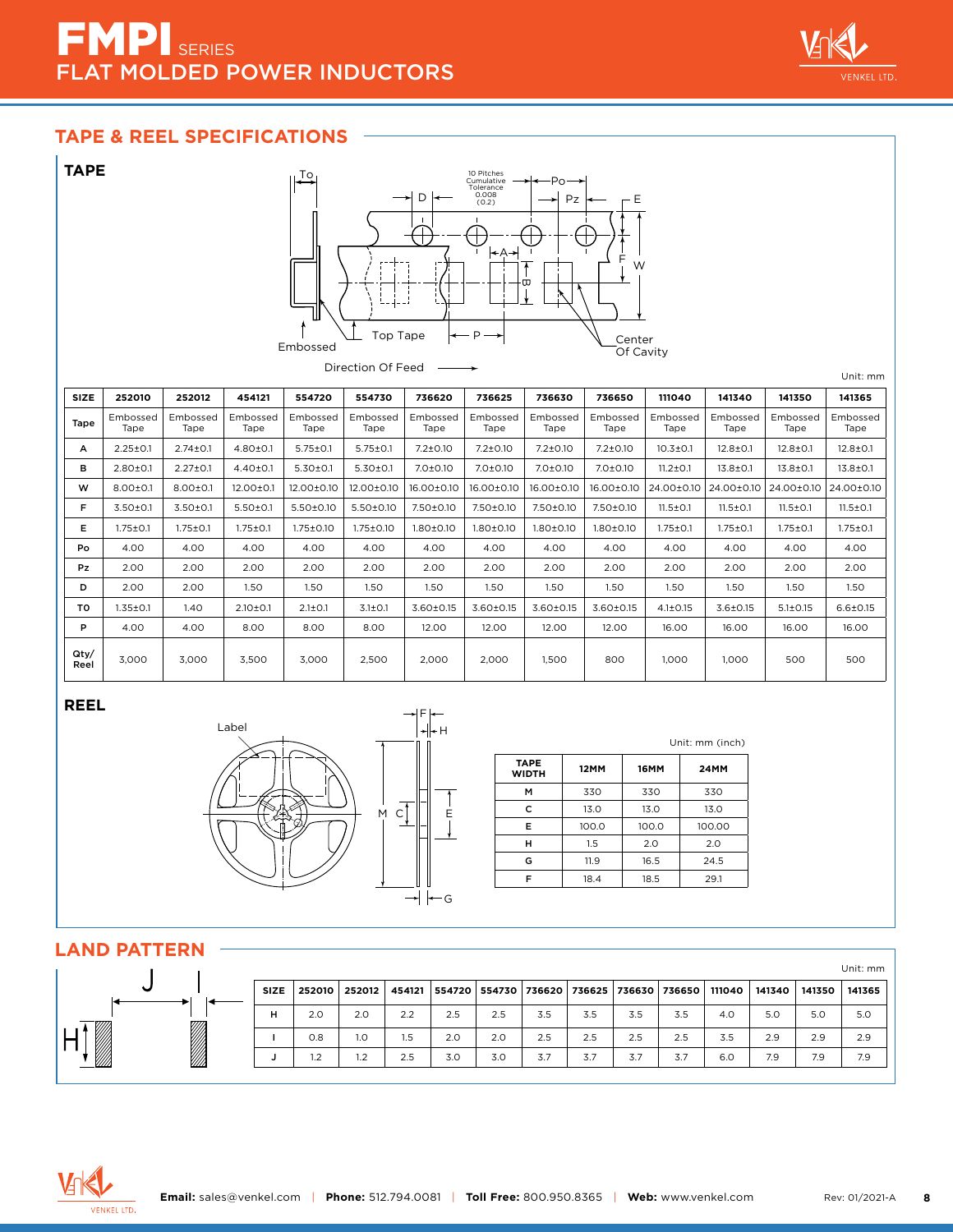# FMPI SERIES
## FLAT MOLDED POWER INDUCTORS

## TAPE & REEL SPECIFICATIONS

### TAPE

Unit: mm

| SIZE | 252010 | 252012 | 454121 | 554720 | 554730 | 736620 | 736625 | 736630 | 736650 | 111040 | 141340 | 141350 | 141365 |
|---|---|---|---|---|---|---|---|---|---|---|---|---|---|
| Tape | Embossed Tape | Embossed Tape | Embossed Tape | Embossed Tape | Embossed Tape | Embossed Tape | Embossed Tape | Embossed Tape | Embossed Tape | Embossed Tape | Embossed Tape | Embossed Tape | Embossed Tape |
| A | 2.25±0.1 | 2.74±0.1 | 4.80±0.1 | 5.75±0.1 | 5.75±0.1 | 7.2±0.10 | 7.2±0.10 | 7.2±0.10 | 7.2±0.10 | 10.3±0.1 | 12.8±0.1 | 12.8±0.1 | 12.8±0.1 |
| B | 2.80±0.1 | 2.27±0.1 | 4.40±0.1 | 5.30±0.1 | 5.30±0.1 | 7.0±0.10 | 7.0±0.10 | 7.0±0.10 | 7.0±0.10 | 11.2±0.1 | 13.8±0.1 | 13.8±0.1 | 13.8±0.1 |
| W | 8.00±0.1 | 8.00±0.1 | 12.00±0.1 | 12.00±0.10 | 12.00±0.10 | 16.00±0.10 | 16.00±0.10 | 16.00±0.10 | 16.00±0.10 | 24.00±0.10 | 24.00±0.10 | 24.00±0.10 | 24.00±0.10 |
| F | 3.50±0.1 | 3.50±0.1 | 5.50±0.1 | 5.50±0.10 | 5.50±0.10 | 7.50±0.10 | 7.50±0.10 | 7.50±0.10 | 7.50±0.10 | 11.5±0.1 | 11.5±0.1 | 11.5±0.1 | 11.5±0.1 |
| E | 1.75±0.1 | 1.75±0.1 | 1.75±0.1 | 1.75±0.10 | 1.75±0.10 | 1.80±0.10 | 1.80±0.10 | 1.80±0.10 | 1.80±0.10 | 1.75±0.1 | 1.75±0.1 | 1.75±0.1 | 1.75±0.1 |
| Po | 4.00 | 4.00 | 4.00 | 4.00 | 4.00 | 4.00 | 4.00 | 4.00 | 4.00 | 4.00 | 4.00 | 4.00 | 4.00 |
| Pz | 2.00 | 2.00 | 2.00 | 2.00 | 2.00 | 2.00 | 2.00 | 2.00 | 2.00 | 2.00 | 2.00 | 2.00 | 2.00 |
| D | 2.00 | 2.00 | 1.50 | 1.50 | 1.50 | 1.50 | 1.50 | 1.50 | 1.50 | 1.50 | 1.50 | 1.50 | 1.50 |
| TO | 1.35±0.1 | 1.40 | 2.10±0.1 | 2.1±0.1 | 3.1±0.1 | 3.60±0.15 | 3.60±0.15 | 3.60±0.15 | 3.60±0.15 | 4.1±0.15 | 3.6±0.15 | 5.1±0.15 | 6.6±0.15 |
| P | 4.00 | 4.00 | 8.00 | 8.00 | 8.00 | 12.00 | 12.00 | 12.00 | 12.00 | 16.00 | 16.00 | 16.00 | 16.00 |
| Qty/Reel | 3,000 | 3,000 | 3,500 | 3,000 | 2,500 | 2,000 | 2,000 | 1,500 | 800 | 1,000 | 1,000 | 500 | 500 |

### REEL

Unit: mm (inch)

| TAPE WIDTH | 12MM | 16MM | 24MM |
|---|---|---|---|
| M | 330 | 330 | 330 |
| C | 13.0 | 13.0 | 13.0 |
| E | 100.0 | 100.0 | 100.00 |
| H | 1.5 | 2.0 | 2.0 |
| G | 11.9 | 16.5 | 24.5 |
| F | 18.4 | 18.5 | 29.1 |

## LAND PATTERN

Unit: mm

| SIZE | 252010 | 252012 | 454121 | 554720 | 554730 | 736620 | 736625 | 736630 | 736650 | 111040 | 141340 | 141350 | 141365 |
|---|---|---|---|---|---|---|---|---|---|---|---|---|---|
| H | 2.0 | 2.0 | 2.2 | 2.5 | 2.5 | 3.5 | 3.5 | 3.5 | 3.5 | 4.0 | 5.0 | 5.0 | 5.0 |
| I | 0.8 | 1.0 | 1.5 | 2.0 | 2.0 | 2.5 | 2.5 | 2.5 | 2.5 | 3.5 | 2.9 | 2.9 | 2.9 |
| J | 1.2 | 1.2 | 2.5 | 3.0 | 3.0 | 3.7 | 3.7 | 3.7 | 3.7 | 6.0 | 7.9 | 7.9 | 7.9 |

**Email:** sales@venkel.com | **Phone:** 512.794.0081 | **Toll Free:** 800.950.8365 | **Web:** www.venkel.com  Rev: 01/2021-A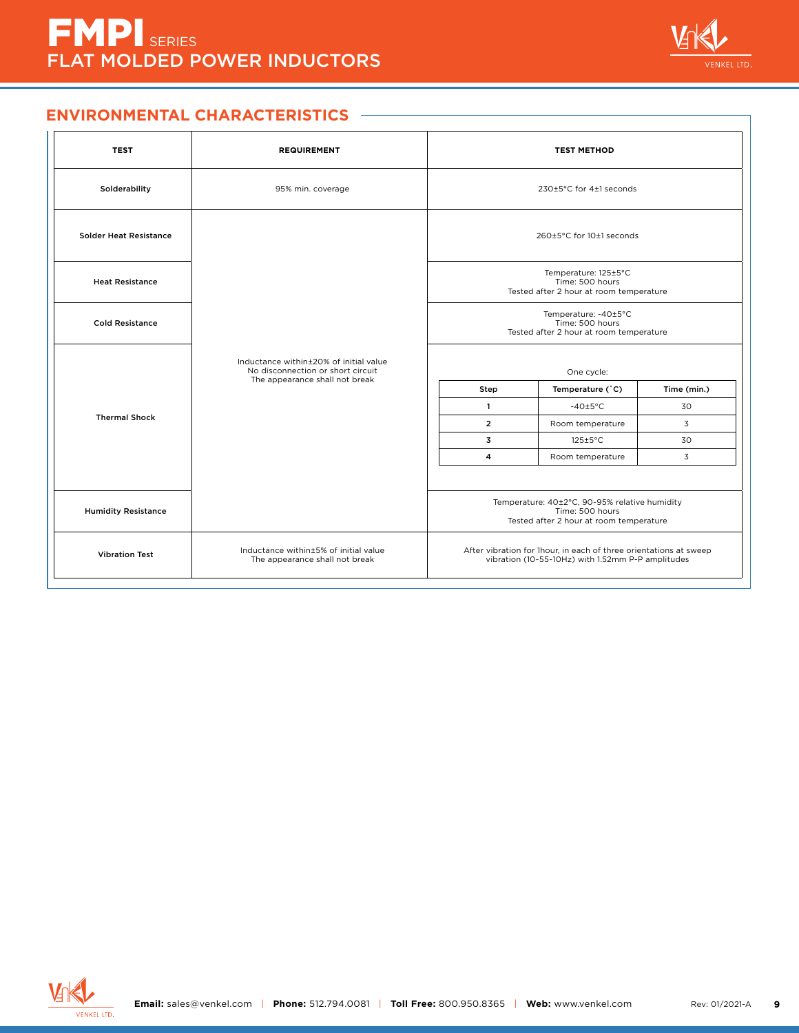## ENVIRONMENTAL CHARACTERISTICS

| TEST | REQUIREMENT | TEST METHOD |
|---|---|---|
| Solderability | 95% min. coverage | 230±5°C for 4±1 seconds |
| Solder Heat Resistance | Inductance within±20% of initial value<br>No disconnection or short circuit<br>The appearance shall not break | 260±5°C for 10±1 seconds |
| Heat Resistance | | Temperature: 125±5°C<br>Time: 500 hours<br>Tested after 2 hour at room temperature |
| Cold Resistance | | Temperature: -40±5°C<br>Time: 500 hours<br>Tested after 2 hour at room temperature |
| Thermal Shock | | One cycle:<br>Step 1: -40±5°C, 30 min.<br>Step 2: Room temperature, 3 min.<br>Step 3: 125±5°C, 30 min.<br>Step 4: Room temperature, 3 min. |
| Humidity Resistance | | Temperature: 40±2°C, 90-95% relative humidity<br>Time: 500 hours<br>Tested after 2 hour at room temperature |
| Vibration Test | Inductance within±5% of initial value<br>The appearance shall not break | After vibration for 1hour, in each of three orientations at sweep vibration (10-55-10Hz) with 1.52mm P-P amplitudes |

Thermal Shock – One cycle:

| Step | Temperature (˚C) | Time (min.) |
|---|---|---|
| 1 | -40±5°C | 30 |
| 2 | Room temperature | 3 |
| 3 | 125±5°C | 30 |
| 4 | Room temperature | 3 |

**Email:** sales@venkel.com | **Phone:** 512.794.0081 | **Toll Free:** 800.950.8365 | **Web:** www.venkel.com

Rev: 01/2021-A